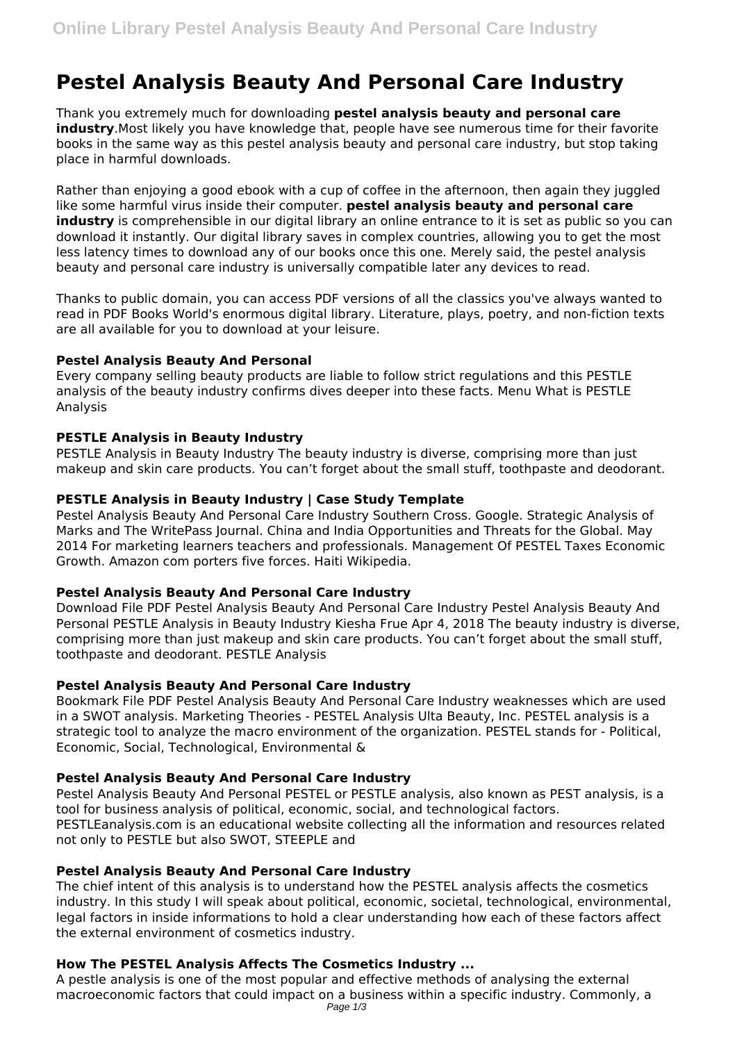# Pestel Analysis Beauty And Personal Care Industry

Thank you extremely much for downloading **pestel analysis beauty and personal care industry**.Most likely you have knowledge that, people have see numerous time for their favorite books in the same way as this pestel analysis beauty and personal care industry, but stop taking place in harmful downloads.

Rather than enjoying a good ebook with a cup of coffee in the afternoon, then again they juggled like some harmful virus inside their computer. **pestel analysis beauty and personal care industry** is comprehensible in our digital library an online entrance to it is set as public so you can download it instantly. Our digital library saves in complex countries, allowing you to get the most less latency times to download any of our books once this one. Merely said, the pestel analysis beauty and personal care industry is universally compatible later any devices to read.

Thanks to public domain, you can access PDF versions of all the classics you've always wanted to read in PDF Books World's enormous digital library. Literature, plays, poetry, and non-fiction texts are all available for you to download at your leisure.

### Pestel Analysis Beauty And Personal

Every company selling beauty products are liable to follow strict regulations and this PESTLE analysis of the beauty industry confirms dives deeper into these facts. Menu What is PESTLE Analysis

### PESTLE Analysis in Beauty Industry

PESTLE Analysis in Beauty Industry The beauty industry is diverse, comprising more than just makeup and skin care products. You can't forget about the small stuff, toothpaste and deodorant.

### PESTLE Analysis in Beauty Industry | Case Study Template

Pestel Analysis Beauty And Personal Care Industry Southern Cross. Google. Strategic Analysis of Marks and The WritePass Journal. China and India Opportunities and Threats for the Global. May 2014 For marketing learners teachers and professionals. Management Of PESTEL Taxes Economic Growth. Amazon com porters five forces. Haiti Wikipedia.

### Pestel Analysis Beauty And Personal Care Industry

Download File PDF Pestel Analysis Beauty And Personal Care Industry Pestel Analysis Beauty And Personal PESTLE Analysis in Beauty Industry Kiesha Frue Apr 4, 2018 The beauty industry is diverse, comprising more than just makeup and skin care products. You can't forget about the small stuff, toothpaste and deodorant. PESTLE Analysis

### Pestel Analysis Beauty And Personal Care Industry

Bookmark File PDF Pestel Analysis Beauty And Personal Care Industry weaknesses which are used in a SWOT analysis. Marketing Theories - PESTEL Analysis Ulta Beauty, Inc. PESTEL analysis is a strategic tool to analyze the macro environment of the organization. PESTEL stands for - Political, Economic, Social, Technological, Environmental &

### Pestel Analysis Beauty And Personal Care Industry

Pestel Analysis Beauty And Personal PESTEL or PESTLE analysis, also known as PEST analysis, is a tool for business analysis of political, economic, social, and technological factors. PESTLEanalysis.com is an educational website collecting all the information and resources related not only to PESTLE but also SWOT, STEEPLE and

### Pestel Analysis Beauty And Personal Care Industry

The chief intent of this analysis is to understand how the PESTEL analysis affects the cosmetics industry. In this study I will speak about political, economic, societal, technological, environmental, legal factors in inside informations to hold a clear understanding how each of these factors affect the external environment of cosmetics industry.

### How The PESTEL Analysis Affects The Cosmetics Industry ...

A pestle analysis is one of the most popular and effective methods of analysing the external macroeconomic factors that could impact on a business within a specific industry. Commonly, a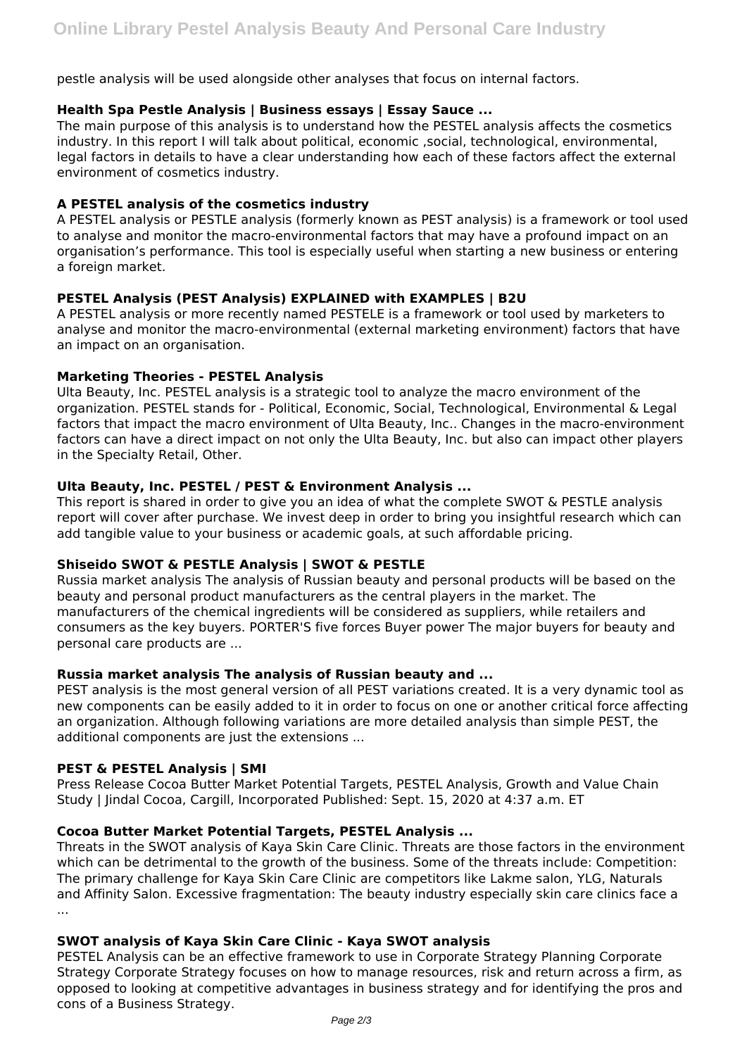pestle analysis will be used alongside other analyses that focus on internal factors.

### Health Spa Pestle Analysis | Business essays | Essay Sauce ...

The main purpose of this analysis is to understand how the PESTEL analysis affects the cosmetics industry. In this report I will talk about political, economic ,social, technological, environmental, legal factors in details to have a clear understanding how each of these factors affect the external environment of cosmetics industry.

### A PESTEL analysis of the cosmetics industry

A PESTEL analysis or PESTLE analysis (formerly known as PEST analysis) is a framework or tool used to analyse and monitor the macro-environmental factors that may have a profound impact on an organisation's performance. This tool is especially useful when starting a new business or entering a foreign market.

### PESTEL Analysis (PEST Analysis) EXPLAINED with EXAMPLES | B2U

A PESTEL analysis or more recently named PESTELE is a framework or tool used by marketers to analyse and monitor the macro-environmental (external marketing environment) factors that have an impact on an organisation.

### Marketing Theories - PESTEL Analysis

Ulta Beauty, Inc. PESTEL analysis is a strategic tool to analyze the macro environment of the organization. PESTEL stands for - Political, Economic, Social, Technological, Environmental & Legal factors that impact the macro environment of Ulta Beauty, Inc.. Changes in the macro-environment factors can have a direct impact on not only the Ulta Beauty, Inc. but also can impact other players in the Specialty Retail, Other.

### Ulta Beauty, Inc. PESTEL / PEST & Environment Analysis ...

This report is shared in order to give you an idea of what the complete SWOT & PESTLE analysis report will cover after purchase. We invest deep in order to bring you insightful research which can add tangible value to your business or academic goals, at such affordable pricing.

### Shiseido SWOT & PESTLE Analysis | SWOT & PESTLE

Russia market analysis The analysis of Russian beauty and personal products will be based on the beauty and personal product manufacturers as the central players in the market. The manufacturers of the chemical ingredients will be considered as suppliers, while retailers and consumers as the key buyers. PORTER'S five forces Buyer power The major buyers for beauty and personal care products are ...

### Russia market analysis The analysis of Russian beauty and ...

PEST analysis is the most general version of all PEST variations created. It is a very dynamic tool as new components can be easily added to it in order to focus on one or another critical force affecting an organization. Although following variations are more detailed analysis than simple PEST, the additional components are just the extensions ...

### PEST & PESTEL Analysis | SMI

Press Release Cocoa Butter Market Potential Targets, PESTEL Analysis, Growth and Value Chain Study | Jindal Cocoa, Cargill, Incorporated Published: Sept. 15, 2020 at 4:37 a.m. ET

### Cocoa Butter Market Potential Targets, PESTEL Analysis ...

Threats in the SWOT analysis of Kaya Skin Care Clinic. Threats are those factors in the environment which can be detrimental to the growth of the business. Some of the threats include: Competition: The primary challenge for Kaya Skin Care Clinic are competitors like Lakme salon, YLG, Naturals and Affinity Salon. Excessive fragmentation: The beauty industry especially skin care clinics face a ...

### SWOT analysis of Kaya Skin Care Clinic - Kaya SWOT analysis

PESTEL Analysis can be an effective framework to use in Corporate Strategy Planning Corporate Strategy Corporate Strategy focuses on how to manage resources, risk and return across a firm, as opposed to looking at competitive advantages in business strategy and for identifying the pros and cons of a Business Strategy.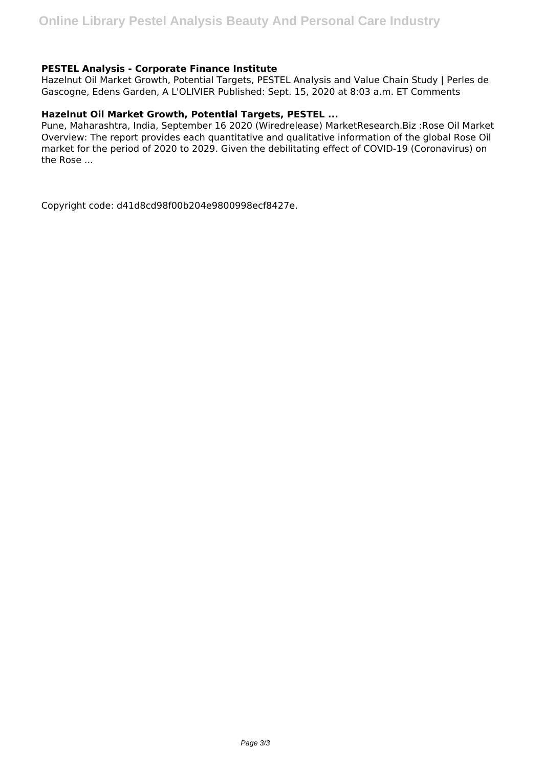**PESTEL Analysis - Corporate Finance Institute**

Hazelnut Oil Market Growth, Potential Targets, PESTEL Analysis and Value Chain Study | Perles de Gascogne, Edens Garden, A L'OLIVIER Published: Sept. 15, 2020 at 8:03 a.m. ET Comments

**Hazelnut Oil Market Growth, Potential Targets, PESTEL ...**

Pune, Maharashtra, India, September 16 2020 (Wiredrelease) MarketResearch.Biz :Rose Oil Market Overview: The report provides each quantitative and qualitative information of the global Rose Oil market for the period of 2020 to 2029. Given the debilitating effect of COVID-19 (Coronavirus) on the Rose ...

Copyright code: d41d8cd98f00b204e9800998ecf8427e.